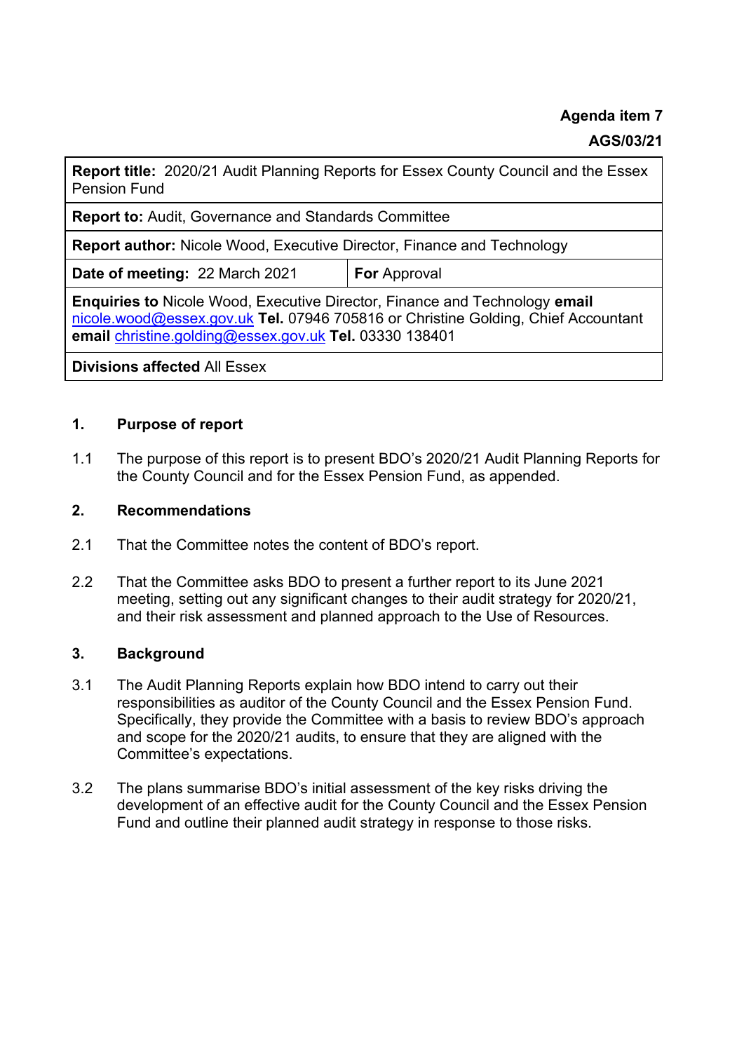**Agenda item 7**

**AGS/03/21**

| **Report title:** 2020/21 Audit Planning Reports for Essex County Council and the Essex Pension Fund | |
|---|---|
| **Report to:** Audit, Governance and Standards Committee | |
| **Report author:** Nicole Wood, Executive Director, Finance and Technology | |
| **Date of meeting:** 22 March 2021 | **For** Approval |
| **Enquiries to** Nicole Wood, Executive Director, Finance and Technology **email** nicole.wood@essex.gov.uk **Tel.** 07946 705816 or Christine Golding, Chief Accountant **email** christine.golding@essex.gov.uk **Tel.** 03330 138401 | |
| **Divisions affected** All Essex | |

## 1. Purpose of report

1.1 The purpose of this report is to present BDO's 2020/21 Audit Planning Reports for the County Council and for the Essex Pension Fund, as appended.

## 2. Recommendations

2.1 That the Committee notes the content of BDO's report.

2.2 That the Committee asks BDO to present a further report to its June 2021 meeting, setting out any significant changes to their audit strategy for 2020/21, and their risk assessment and planned approach to the Use of Resources.

## 3. Background

3.1 The Audit Planning Reports explain how BDO intend to carry out their responsibilities as auditor of the County Council and the Essex Pension Fund. Specifically, they provide the Committee with a basis to review BDO's approach and scope for the 2020/21 audits, to ensure that they are aligned with the Committee's expectations.

3.2 The plans summarise BDO's initial assessment of the key risks driving the development of an effective audit for the County Council and the Essex Pension Fund and outline their planned audit strategy in response to those risks.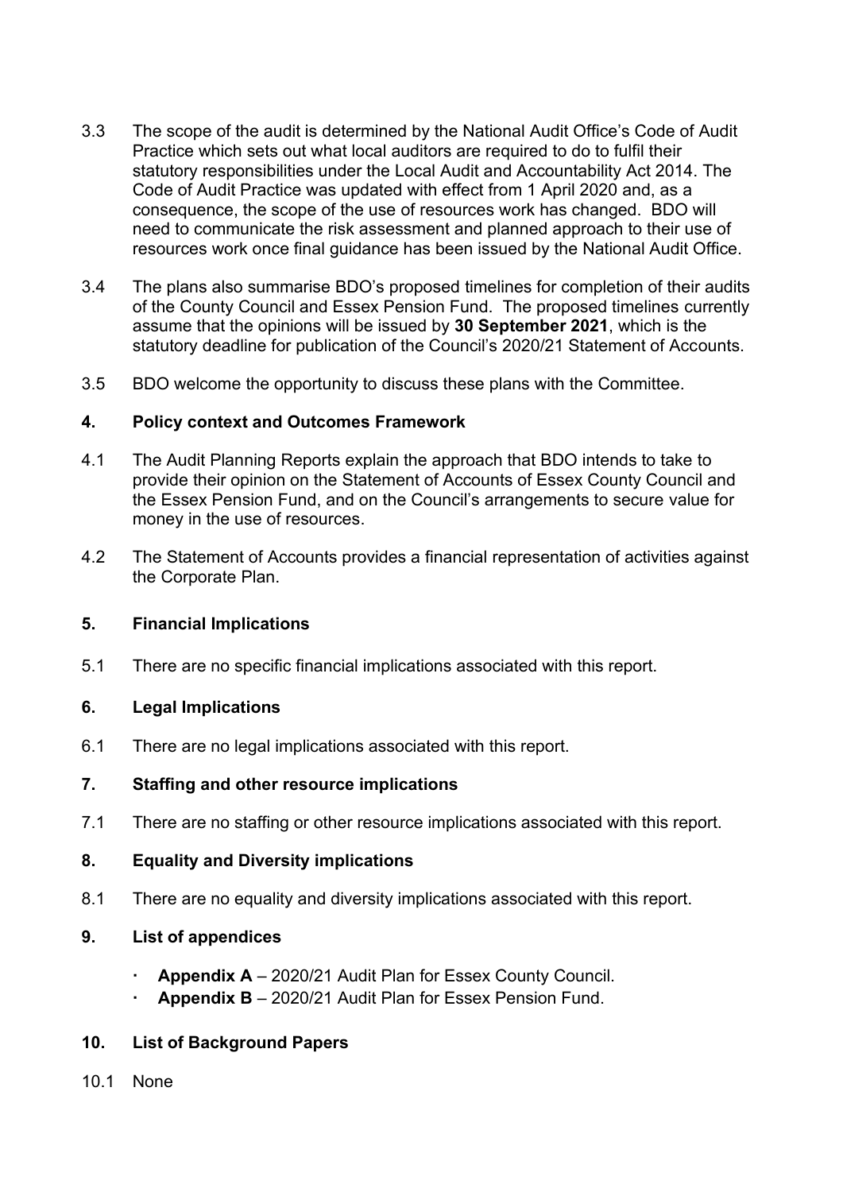3.3 The scope of the audit is determined by the National Audit Office's Code of Audit Practice which sets out what local auditors are required to do to fulfil their statutory responsibilities under the Local Audit and Accountability Act 2014. The Code of Audit Practice was updated with effect from 1 April 2020 and, as a consequence, the scope of the use of resources work has changed. BDO will need to communicate the risk assessment and planned approach to their use of resources work once final guidance has been issued by the National Audit Office.

3.4 The plans also summarise BDO's proposed timelines for completion of their audits of the County Council and Essex Pension Fund. The proposed timelines currently assume that the opinions will be issued by **30 September 2021**, which is the statutory deadline for publication of the Council's 2020/21 Statement of Accounts.

3.5 BDO welcome the opportunity to discuss these plans with the Committee.

## 4. Policy context and Outcomes Framework

4.1 The Audit Planning Reports explain the approach that BDO intends to take to provide their opinion on the Statement of Accounts of Essex County Council and the Essex Pension Fund, and on the Council's arrangements to secure value for money in the use of resources.

4.2 The Statement of Accounts provides a financial representation of activities against the Corporate Plan.

## 5. Financial Implications

5.1 There are no specific financial implications associated with this report.

## 6. Legal Implications

6.1 There are no legal implications associated with this report.

## 7. Staffing and other resource implications

7.1 There are no staffing or other resource implications associated with this report.

## 8. Equality and Diversity implications

8.1 There are no equality and diversity implications associated with this report.

## 9. List of appendices

- **Appendix A** – 2020/21 Audit Plan for Essex County Council.
- **Appendix B** – 2020/21 Audit Plan for Essex Pension Fund.

## 10. List of Background Papers

10.1 None